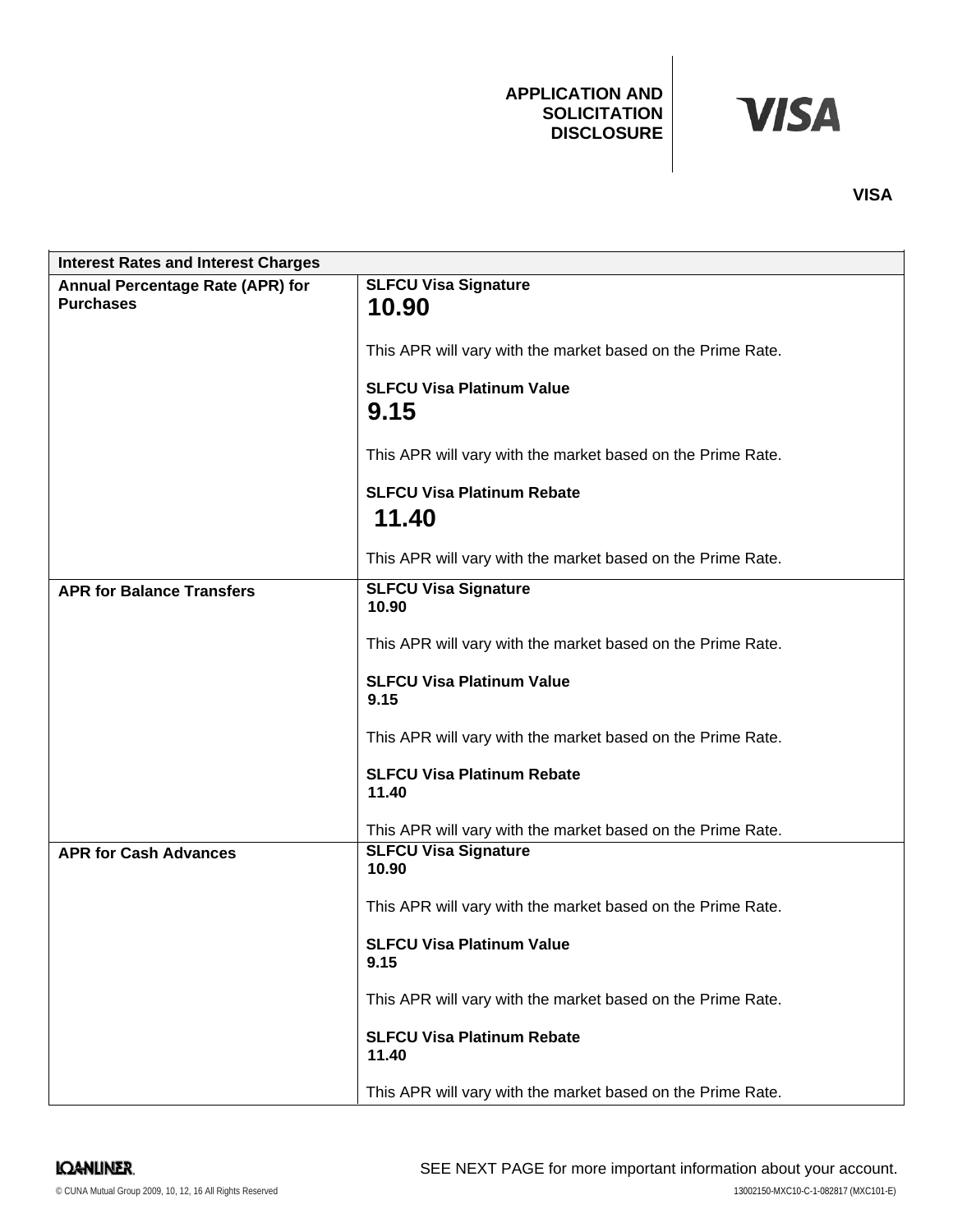# APPLICATION AND SOLICITATION DISCLOSURE

VISA

| Interest Rates and Interest Charges | |
|---|---|
| **Annual Percentage Rate (APR) for Purchases** | **SLFCU Visa Signature**<br>**10.90**<br><br>This APR will vary with the market based on the Prime Rate.<br><br>**SLFCU Visa Platinum Value**<br>**9.15**<br><br>This APR will vary with the market based on the Prime Rate.<br><br>**SLFCU Visa Platinum Rebate**<br>**11.40**<br><br>This APR will vary with the market based on the Prime Rate. |
| **APR for Balance Transfers** | **SLFCU Visa Signature**<br>**10.90**<br><br>This APR will vary with the market based on the Prime Rate.<br><br>**SLFCU Visa Platinum Value**<br>**9.15**<br><br>This APR will vary with the market based on the Prime Rate.<br><br>**SLFCU Visa Platinum Rebate**<br>**11.40**<br><br>This APR will vary with the market based on the Prime Rate. |
| **APR for Cash Advances** | **SLFCU Visa Signature**<br>**10.90**<br><br>This APR will vary with the market based on the Prime Rate.<br><br>**SLFCU Visa Platinum Value**<br>**9.15**<br><br>This APR will vary with the market based on the Prime Rate.<br><br>**SLFCU Visa Platinum Rebate**<br>**11.40**<br><br>This APR will vary with the market based on the Prime Rate. |

LOANLINER.

SEE NEXT PAGE for more important information about your account.

© CUNA Mutual Group 2009, 10, 12, 16 All Rights Reserved

13002150-MXC10-C-1-082817 (MXC101-E)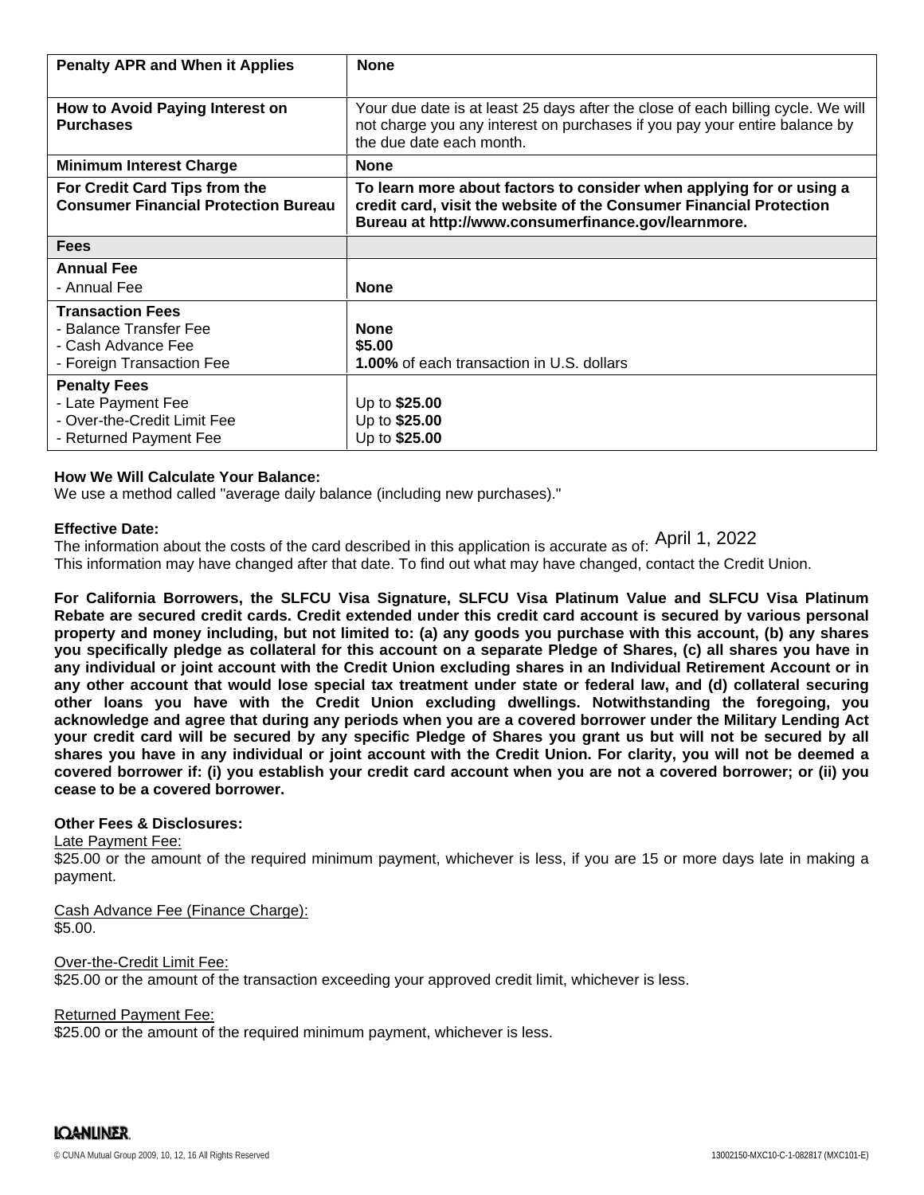| | |
|---|---|
| **Penalty APR and When it Applies** | **None** |
| **How to Avoid Paying Interest on Purchases** | Your due date is at least 25 days after the close of each billing cycle. We will not charge you any interest on purchases if you pay your entire balance by the due date each month. |
| **Minimum Interest Charge** | **None** |
| **For Credit Card Tips from the Consumer Financial Protection Bureau** | **To learn more about factors to consider when applying for or using a credit card, visit the website of the Consumer Financial Protection Bureau at http://www.consumerfinance.gov/learnmore.** |
| **Fees** | |
| **Annual Fee**<br>- Annual Fee | **None** |
| **Transaction Fees**<br>- Balance Transfer Fee<br>- Cash Advance Fee<br>- Foreign Transaction Fee | **None**<br>**$5.00**<br>**1.00%** of each transaction in U.S. dollars |
| **Penalty Fees**<br>- Late Payment Fee<br>- Over-the-Credit Limit Fee<br>- Returned Payment Fee | Up to **$25.00**<br>Up to **$25.00**<br>Up to **$25.00** |

**How We Will Calculate Your Balance:**
We use a method called "average daily balance (including new purchases)."

**Effective Date:**
The information about the costs of the card described in this application is accurate as of: April 1, 2022
This information may have changed after that date. To find out what may have changed, contact the Credit Union.

**For California Borrowers, the SLFCU Visa Signature, SLFCU Visa Platinum Value and SLFCU Visa Platinum Rebate are secured credit cards. Credit extended under this credit card account is secured by various personal property and money including, but not limited to: (a) any goods you purchase with this account, (b) any shares you specifically pledge as collateral for this account on a separate Pledge of Shares, (c) all shares you have in any individual or joint account with the Credit Union excluding shares in an Individual Retirement Account or in any other account that would lose special tax treatment under state or federal law, and (d) collateral securing other loans you have with the Credit Union excluding dwellings. Notwithstanding the foregoing, you acknowledge and agree that during any periods when you are a covered borrower under the Military Lending Act your credit card will be secured by any specific Pledge of Shares you grant us but will not be secured by all shares you have in any individual or joint account with the Credit Union. For clarity, you will not be deemed a covered borrower if: (i) you establish your credit card account when you are not a covered borrower; or (ii) you cease to be a covered borrower.**

**Other Fees & Disclosures:**

Late Payment Fee:
$25.00 or the amount of the required minimum payment, whichever is less, if you are 15 or more days late in making a payment.

Cash Advance Fee (Finance Charge):
$5.00.

Over-the-Credit Limit Fee:
$25.00 or the amount of the transaction exceeding your approved credit limit, whichever is less.

Returned Payment Fee:
$25.00 or the amount of the required minimum payment, whichever is less.

LOANLINER

© CUNA Mutual Group 2009, 10, 12, 16 All Rights Reserved

13002150-MXC10-C-1-082817 (MXC101-E)